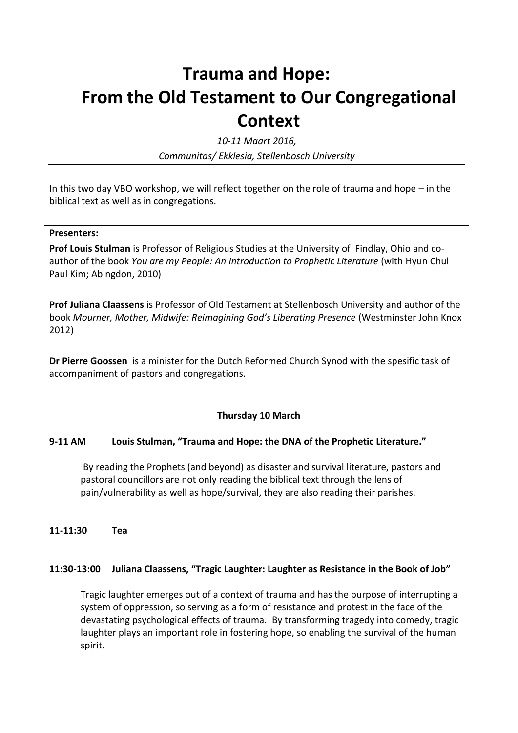# Trauma and Hope: From the Old Testament to Our Congregational Context

*10-11 Maart 2016,*

*Communitas/ Ekklesia, Stellenbosch University*

---

In this two day VBO workshop, we will reflect together on the role of trauma and hope – in the biblical text as well as in congregations.

**Presenters:**

**Prof Louis Stulman** is Professor of Religious Studies at the University of Findlay, Ohio and co-author of the book *You are my People: An Introduction to Prophetic Literature* (with Hyun Chul Paul Kim; Abingdon, 2010)

**Prof Juliana Claassens** is Professor of Old Testament at Stellenbosch University and author of the book *Mourner, Mother, Midwife: Reimagining God's Liberating Presence* (Westminster John Knox 2012)

**Dr Pierre Goossen** is a minister for the Dutch Reformed Church Synod with the spesific task of accompaniment of pastors and congregations.

**Thursday 10 March**

**9-11 AM Louis Stulman, "Trauma and Hope: the DNA of the Prophetic Literature."**

By reading the Prophets (and beyond) as disaster and survival literature, pastors and pastoral councillors are not only reading the biblical text through the lens of pain/vulnerability as well as hope/survival, they are also reading their parishes.

**11-11:30 Tea**

**11:30-13:00 Juliana Claassens, "Tragic Laughter: Laughter as Resistance in the Book of Job"**

Tragic laughter emerges out of a context of trauma and has the purpose of interrupting a system of oppression, so serving as a form of resistance and protest in the face of the devastating psychological effects of trauma. By transforming tragedy into comedy, tragic laughter plays an important role in fostering hope, so enabling the survival of the human spirit.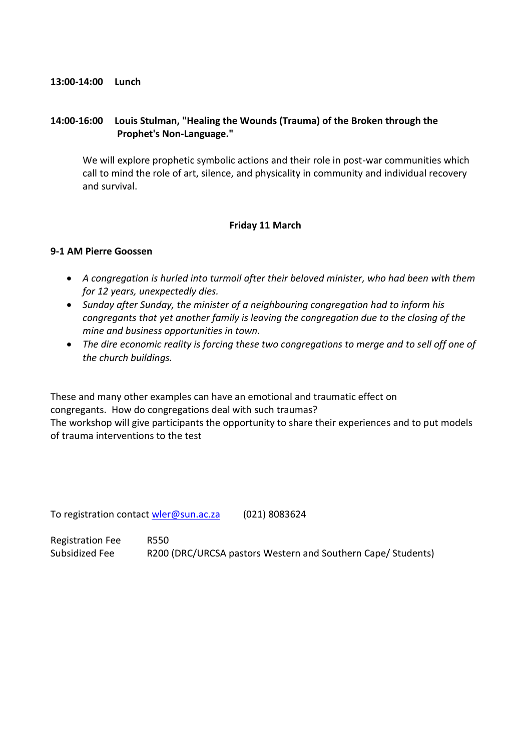**13:00-14:00 Lunch**

**14:00-16:00 Louis Stulman, "Healing the Wounds (Trauma) of the Broken through the Prophet's Non-Language."**

We will explore prophetic symbolic actions and their role in post-war communities which call to mind the role of art, silence, and physicality in community and individual recovery and survival.

**Friday 11 March**

**9-1 AM Pierre Goossen**

- *A congregation is hurled into turmoil after their beloved minister, who had been with them for 12 years, unexpectedly dies.*
- *Sunday after Sunday, the minister of a neighbouring congregation had to inform his congregants that yet another family is leaving the congregation due to the closing of the mine and business opportunities in town.*
- *The dire economic reality is forcing these two congregations to merge and to sell off one of the church buildings.*

These and many other examples can have an emotional and traumatic effect on congregants. How do congregations deal with such traumas?
The workshop will give participants the opportunity to share their experiences and to put models of trauma interventions to the test

To registration contact wler@sun.ac.za (021) 8083624

| | |
|---|---|
| Registration Fee | R550 |
| Subsidized Fee | R200 (DRC/URCSA pastors Western and Southern Cape/ Students) |